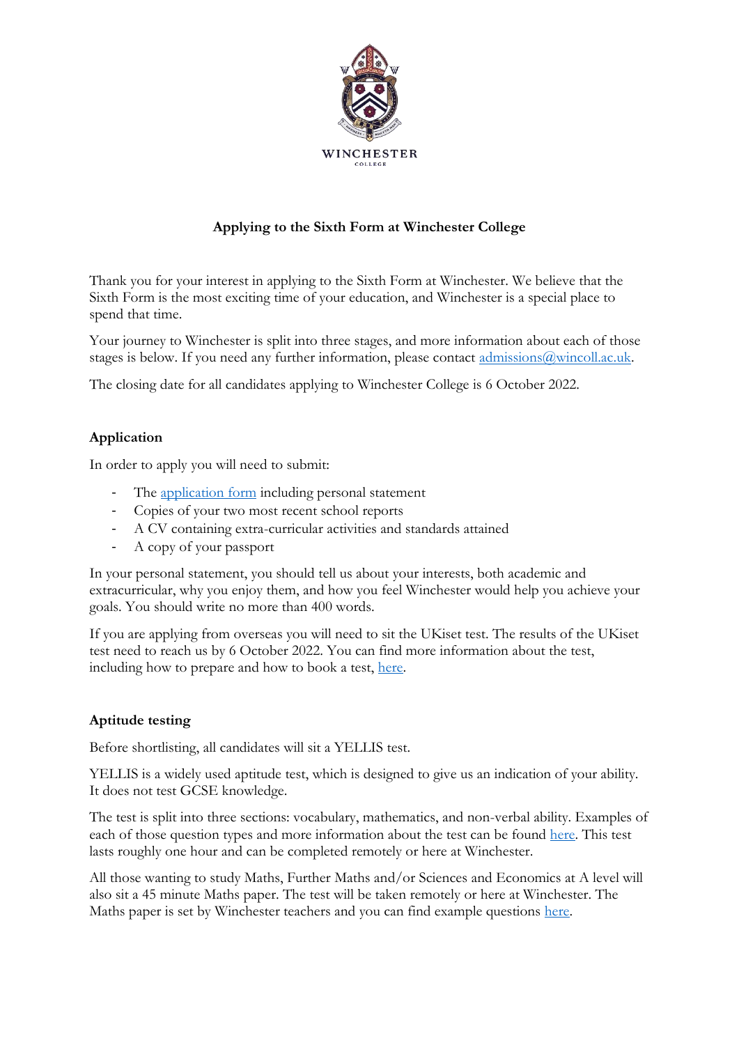WINCHESTER COLLEGE

# Applying to the Sixth Form at Winchester College

Thank you for your interest in applying to the Sixth Form at Winchester. We believe that the Sixth Form is the most exciting time of your education, and Winchester is a special place to spend that time.

Your journey to Winchester is split into three stages, and more information about each of those stages is below. If you need any further information, please contact admissions@wincoll.ac.uk.

The closing date for all candidates applying to Winchester College is 6 October 2022.

## Application

In order to apply you will need to submit:

- The application form including personal statement
- Copies of your two most recent school reports
- A CV containing extra-curricular activities and standards attained
- A copy of your passport

In your personal statement, you should tell us about your interests, both academic and extracurricular, why you enjoy them, and how you feel Winchester would help you achieve your goals. You should write no more than 400 words.

If you are applying from overseas you will need to sit the UKiset test. The results of the UKiset test need to reach us by 6 October 2022. You can find more information about the test, including how to prepare and how to book a test, here.

## Aptitude testing

Before shortlisting, all candidates will sit a YELLIS test.

YELLIS is a widely used aptitude test, which is designed to give us an indication of your ability. It does not test GCSE knowledge.

The test is split into three sections: vocabulary, mathematics, and non-verbal ability. Examples of each of those question types and more information about the test can be found here. This test lasts roughly one hour and can be completed remotely or here at Winchester.

All those wanting to study Maths, Further Maths and/or Sciences and Economics at A level will also sit a 45 minute Maths paper. The test will be taken remotely or here at Winchester. The Maths paper is set by Winchester teachers and you can find example questions here.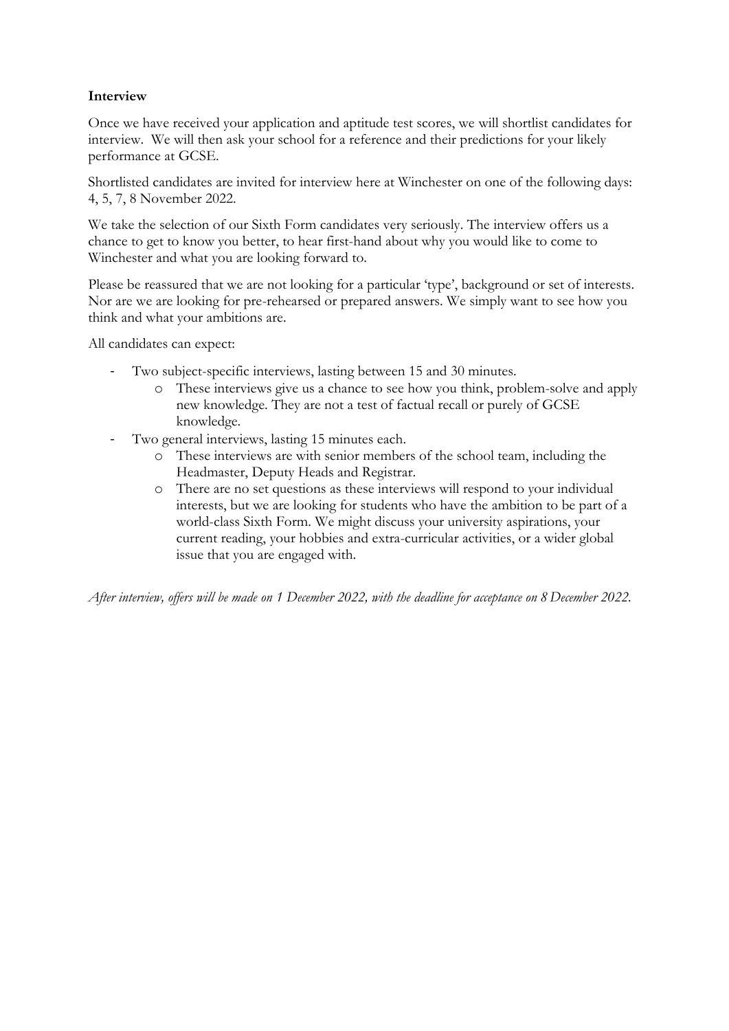**Interview**

Once we have received your application and aptitude test scores, we will shortlist candidates for interview. We will then ask your school for a reference and their predictions for your likely performance at GCSE.

Shortlisted candidates are invited for interview here at Winchester on one of the following days: 4, 5, 7, 8 November 2022.

We take the selection of our Sixth Form candidates very seriously. The interview offers us a chance to get to know you better, to hear first-hand about why you would like to come to Winchester and what you are looking forward to.

Please be reassured that we are not looking for a particular 'type', background or set of interests. Nor are we are looking for pre-rehearsed or prepared answers. We simply want to see how you think and what your ambitions are.

All candidates can expect:

- Two subject-specific interviews, lasting between 15 and 30 minutes.
    - These interviews give us a chance to see how you think, problem-solve and apply new knowledge. They are not a test of factual recall or purely of GCSE knowledge.
- Two general interviews, lasting 15 minutes each.
    - These interviews are with senior members of the school team, including the Headmaster, Deputy Heads and Registrar.
    - There are no set questions as these interviews will respond to your individual interests, but we are looking for students who have the ambition to be part of a world-class Sixth Form. We might discuss your university aspirations, your current reading, your hobbies and extra-curricular activities, or a wider global issue that you are engaged with.

*After interview, offers will be made on 1 December 2022, with the deadline for acceptance on 8 December 2022.*